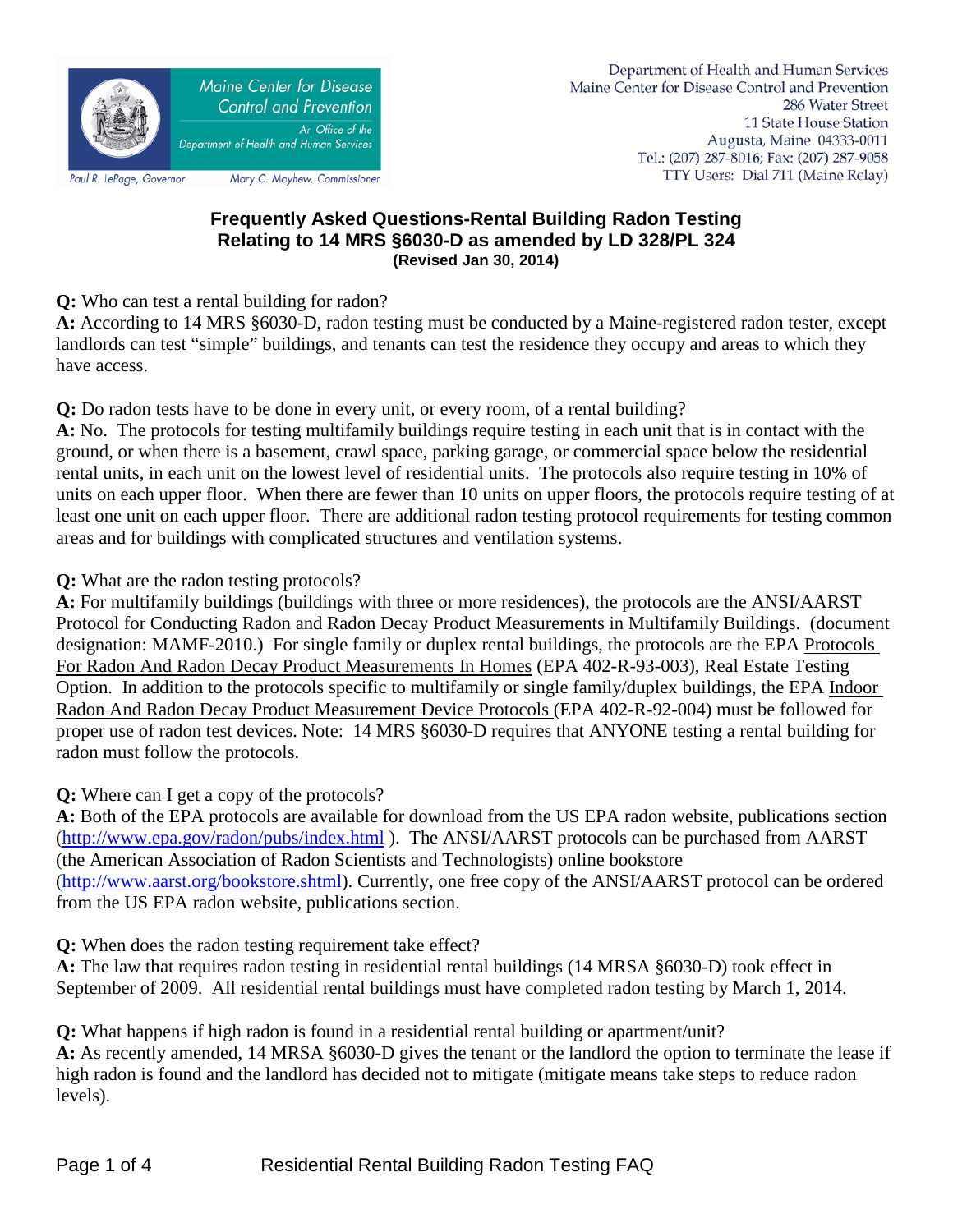Maine Center for Disease Control and Prevention

An Office of the Department of Health and Human Services

Paul R. LePage, Governor    Mary C. Mayhew, Commissioner

Department of Health and Human Services
Maine Center for Disease Control and Prevention
286 Water Street
11 State House Station
Augusta, Maine 04333-0011
Tel.: (207) 287-8016; Fax: (207) 287-9058
TTY Users: Dial 711 (Maine Relay)

## Frequently Asked Questions-Rental Building Radon Testing Relating to 14 MRS §6030-D as amended by LD 328/PL 324

**(Revised Jan 30, 2014)**

**Q:** Who can test a rental building for radon?
**A:** According to 14 MRS §6030-D, radon testing must be conducted by a Maine-registered radon tester, except landlords can test "simple" buildings, and tenants can test the residence they occupy and areas to which they have access.

**Q:** Do radon tests have to be done in every unit, or every room, of a rental building?
**A:** No. The protocols for testing multifamily buildings require testing in each unit that is in contact with the ground, or when there is a basement, crawl space, parking garage, or commercial space below the residential rental units, in each unit on the lowest level of residential units. The protocols also require testing in 10% of units on each upper floor. When there are fewer than 10 units on upper floors, the protocols require testing of at least one unit on each upper floor. There are additional radon testing protocol requirements for testing common areas and for buildings with complicated structures and ventilation systems.

**Q:** What are the radon testing protocols?
**A:** For multifamily buildings (buildings with three or more residences), the protocols are the ANSI/AARST Protocol for Conducting Radon and Radon Decay Product Measurements in Multifamily Buildings. (document designation: MAMF-2010.) For single family or duplex rental buildings, the protocols are the EPA Protocols For Radon And Radon Decay Product Measurements In Homes (EPA 402-R-93-003), Real Estate Testing Option. In addition to the protocols specific to multifamily or single family/duplex buildings, the EPA Indoor Radon And Radon Decay Product Measurement Device Protocols (EPA 402-R-92-004) must be followed for proper use of radon test devices. Note: 14 MRS §6030-D requires that ANYONE testing a rental building for radon must follow the protocols.

**Q:** Where can I get a copy of the protocols?
**A:** Both of the EPA protocols are available for download from the US EPA radon website, publications section (http://www.epa.gov/radon/pubs/index.html ). The ANSI/AARST protocols can be purchased from AARST (the American Association of Radon Scientists and Technologists) online bookstore (http://www.aarst.org/bookstore.shtml). Currently, one free copy of the ANSI/AARST protocol can be ordered from the US EPA radon website, publications section.

**Q:** When does the radon testing requirement take effect?
**A:** The law that requires radon testing in residential rental buildings (14 MRSA §6030-D) took effect in September of 2009. All residential rental buildings must have completed radon testing by March 1, 2014.

**Q:** What happens if high radon is found in a residential rental building or apartment/unit?
**A:** As recently amended, 14 MRSA §6030-D gives the tenant or the landlord the option to terminate the lease if high radon is found and the landlord has decided not to mitigate (mitigate means take steps to reduce radon levels).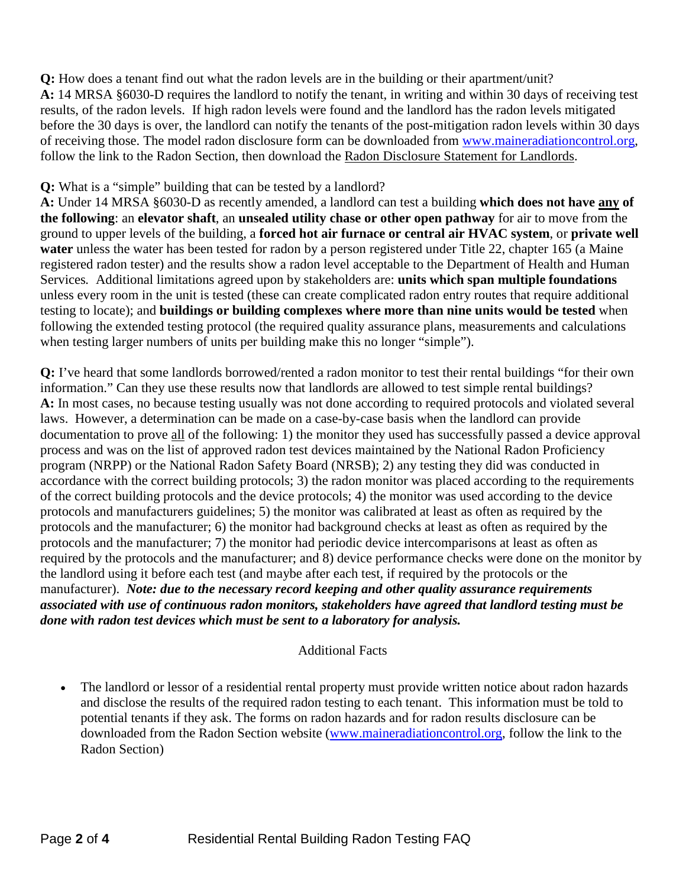**Q:** How does a tenant find out what the radon levels are in the building or their apartment/unit?
**A:** 14 MRSA §6030-D requires the landlord to notify the tenant, in writing and within 30 days of receiving test results, of the radon levels. If high radon levels were found and the landlord has the radon levels mitigated before the 30 days is over, the landlord can notify the tenants of the post-mitigation radon levels within 30 days of receiving those. The model radon disclosure form can be downloaded from www.maineradiationcontrol.org, follow the link to the Radon Section, then download the Radon Disclosure Statement for Landlords.

**Q:** What is a "simple" building that can be tested by a landlord?
**A:** Under 14 MRSA §6030-D as recently amended, a landlord can test a building **which does not have any of the following**: an **elevator shaft**, an **unsealed utility chase or other open pathway** for air to move from the ground to upper levels of the building, a **forced hot air furnace or central air HVAC system**, or **private well water** unless the water has been tested for radon by a person registered under Title 22, chapter 165 (a Maine registered radon tester) and the results show a radon level acceptable to the Department of Health and Human Services. Additional limitations agreed upon by stakeholders are: **units which span multiple foundations** unless every room in the unit is tested (these can create complicated radon entry routes that require additional testing to locate); and **buildings or building complexes where more than nine units would be tested** when following the extended testing protocol (the required quality assurance plans, measurements and calculations when testing larger numbers of units per building make this no longer "simple").

**Q:** I've heard that some landlords borrowed/rented a radon monitor to test their rental buildings "for their own information." Can they use these results now that landlords are allowed to test simple rental buildings?
**A:** In most cases, no because testing usually was not done according to required protocols and violated several laws. However, a determination can be made on a case-by-case basis when the landlord can provide documentation to prove all of the following: 1) the monitor they used has successfully passed a device approval process and was on the list of approved radon test devices maintained by the National Radon Proficiency program (NRPP) or the National Radon Safety Board (NRSB); 2) any testing they did was conducted in accordance with the correct building protocols; 3) the radon monitor was placed according to the requirements of the correct building protocols and the device protocols; 4) the monitor was used according to the device protocols and manufacturers guidelines; 5) the monitor was calibrated at least as often as required by the protocols and the manufacturer; 6) the monitor had background checks at least as often as required by the protocols and the manufacturer; 7) the monitor had periodic device intercomparisons at least as often as required by the protocols and the manufacturer; and 8) device performance checks were done on the monitor by the landlord using it before each test (and maybe after each test, if required by the protocols or the manufacturer). ***Note: due to the necessary record keeping and other quality assurance requirements associated with use of continuous radon monitors, stakeholders have agreed that landlord testing must be done with radon test devices which must be sent to a laboratory for analysis.***

## Additional Facts

- The landlord or lessor of a residential rental property must provide written notice about radon hazards and disclose the results of the required radon testing to each tenant. This information must be told to potential tenants if they ask. The forms on radon hazards and for radon results disclosure can be downloaded from the Radon Section website (www.maineradiationcontrol.org, follow the link to the Radon Section)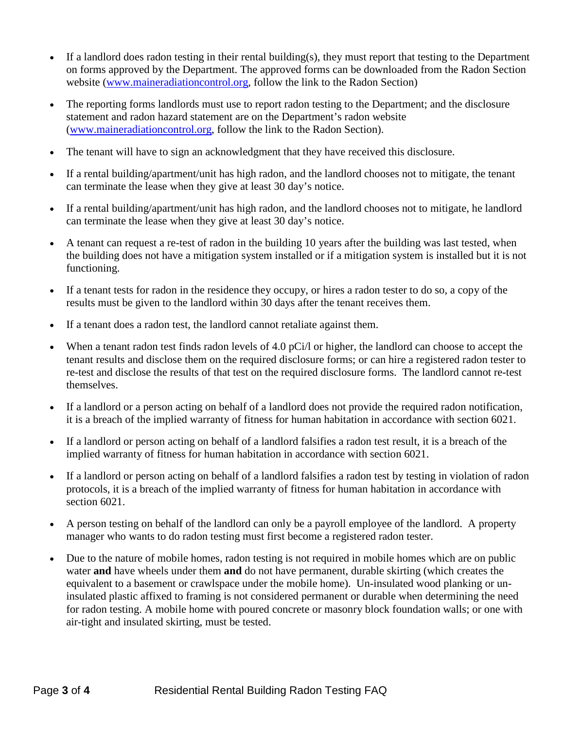- If a landlord does radon testing in their rental building(s), they must report that testing to the Department on forms approved by the Department. The approved forms can be downloaded from the Radon Section website (www.maineradiationcontrol.org, follow the link to the Radon Section)

- The reporting forms landlords must use to report radon testing to the Department; and the disclosure statement and radon hazard statement are on the Department's radon website (www.maineradiationcontrol.org, follow the link to the Radon Section).

- The tenant will have to sign an acknowledgment that they have received this disclosure.

- If a rental building/apartment/unit has high radon, and the landlord chooses not to mitigate, the tenant can terminate the lease when they give at least 30 day's notice.

- If a rental building/apartment/unit has high radon, and the landlord chooses not to mitigate, he landlord can terminate the lease when they give at least 30 day's notice.

- A tenant can request a re-test of radon in the building 10 years after the building was last tested, when the building does not have a mitigation system installed or if a mitigation system is installed but it is not functioning.

- If a tenant tests for radon in the residence they occupy, or hires a radon tester to do so, a copy of the results must be given to the landlord within 30 days after the tenant receives them.

- If a tenant does a radon test, the landlord cannot retaliate against them.

- When a tenant radon test finds radon levels of 4.0 pCi/l or higher, the landlord can choose to accept the tenant results and disclose them on the required disclosure forms; or can hire a registered radon tester to re-test and disclose the results of that test on the required disclosure forms. The landlord cannot re-test themselves.

- If a landlord or a person acting on behalf of a landlord does not provide the required radon notification, it is a breach of the implied warranty of fitness for human habitation in accordance with section 6021.

- If a landlord or person acting on behalf of a landlord falsifies a radon test result, it is a breach of the implied warranty of fitness for human habitation in accordance with section 6021.

- If a landlord or person acting on behalf of a landlord falsifies a radon test by testing in violation of radon protocols, it is a breach of the implied warranty of fitness for human habitation in accordance with section 6021.

- A person testing on behalf of the landlord can only be a payroll employee of the landlord. A property manager who wants to do radon testing must first become a registered radon tester.

- Due to the nature of mobile homes, radon testing is not required in mobile homes which are on public water **and** have wheels under them **and** do not have permanent, durable skirting (which creates the equivalent to a basement or crawlspace under the mobile home). Un-insulated wood planking or un-insulated plastic affixed to framing is not considered permanent or durable when determining the need for radon testing. A mobile home with poured concrete or masonry block foundation walls; or one with air-tight and insulated skirting, must be tested.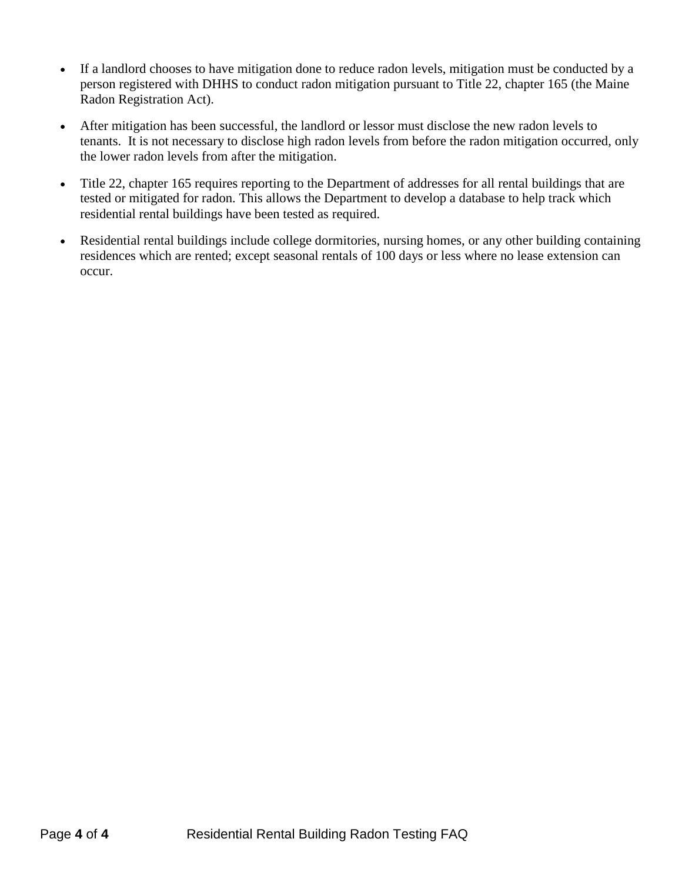- If a landlord chooses to have mitigation done to reduce radon levels, mitigation must be conducted by a person registered with DHHS to conduct radon mitigation pursuant to Title 22, chapter 165 (the Maine Radon Registration Act).

- After mitigation has been successful, the landlord or lessor must disclose the new radon levels to tenants. It is not necessary to disclose high radon levels from before the radon mitigation occurred, only the lower radon levels from after the mitigation.

- Title 22, chapter 165 requires reporting to the Department of addresses for all rental buildings that are tested or mitigated for radon. This allows the Department to develop a database to help track which residential rental buildings have been tested as required.

- Residential rental buildings include college dormitories, nursing homes, or any other building containing residences which are rented; except seasonal rentals of 100 days or less where no lease extension can occur.